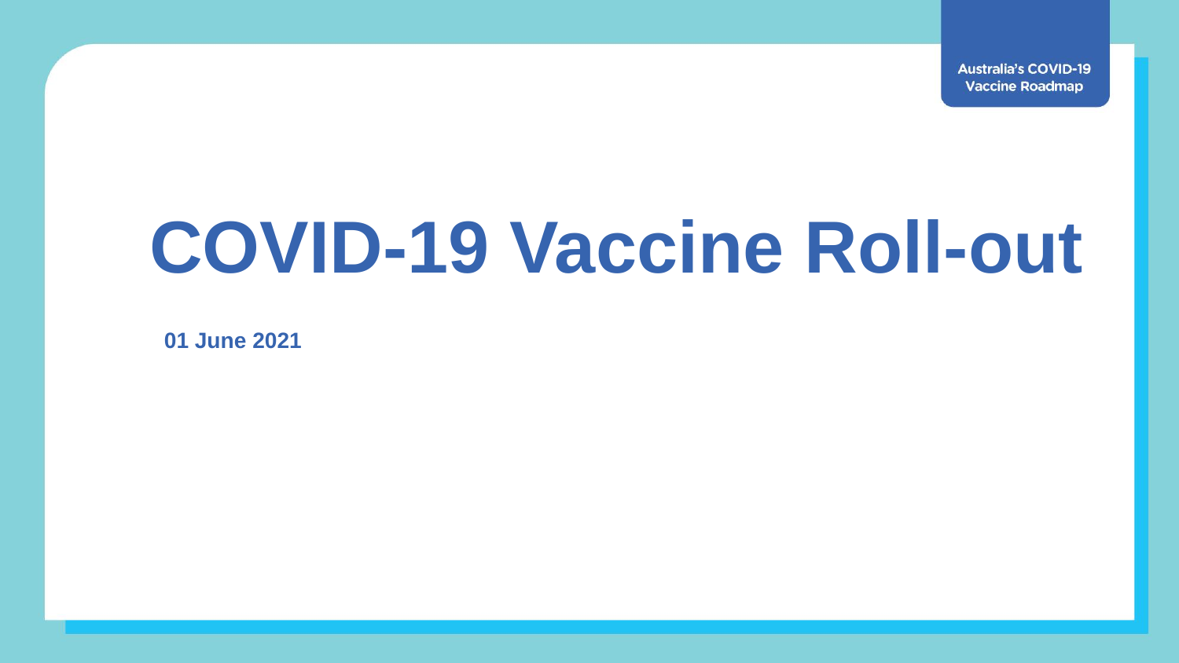Australia's COVID-19 Vaccine Roadmap

# COVID-19 Vaccine Roll-out

**01 June 2021**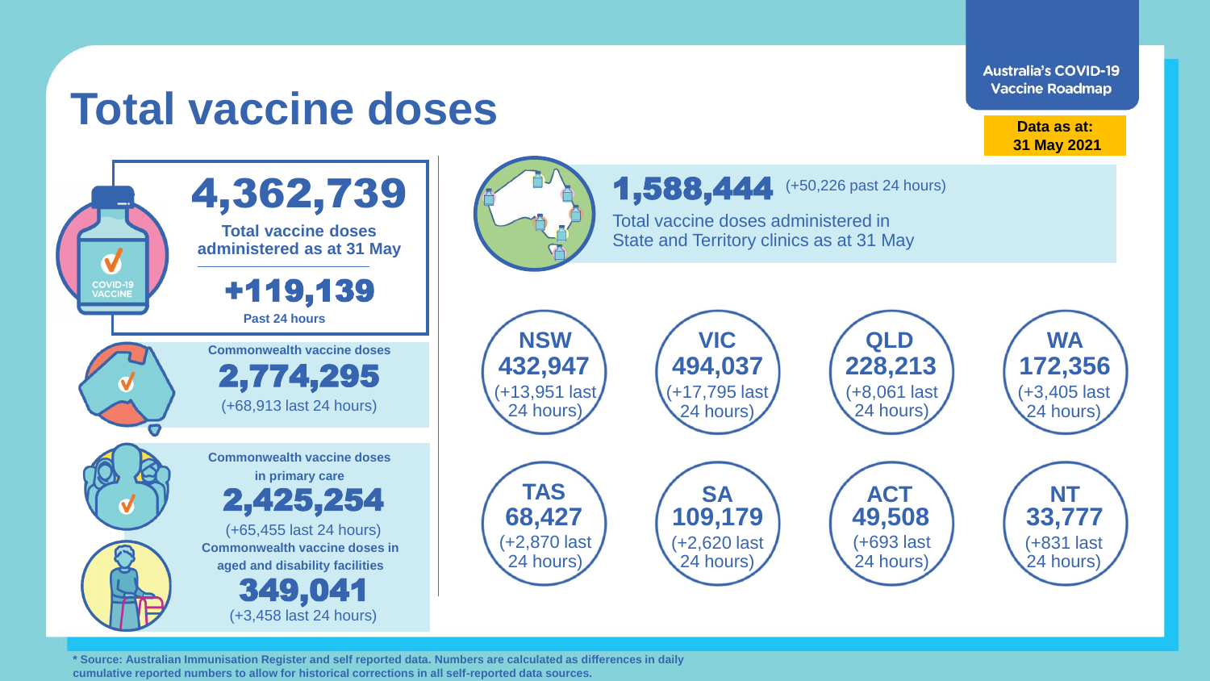# Total vaccine doses

Australia's COVID-19 Vaccine Roadmap

**Data as at: 31 May 2021**

## 4,362,739

**Total vaccine doses administered as at 31 May**

## +119,139

**Past 24 hours**

**Commonwealth vaccine doses**

## 2,774,295

(+68,913 last 24 hours)

**Commonwealth vaccine doses in primary care**

## 2,425,254

(+65,455 last 24 hours)

**Commonwealth vaccine doses in aged and disability facilities**

## 349,041

(+3,458 last 24 hours)

## 1,588,444

(+50,226 past 24 hours)

Total vaccine doses administered in State and Territory clinics as at 31 May

| State/Territory | Doses | Last 24 hours |
|---|---|---|
| NSW | 432,947 | +13,951 |
| VIC | 494,037 | +17,795 |
| QLD | 228,213 | +8,061 |
| WA | 172,356 | +3,405 |
| TAS | 68,427 | +2,870 |
| SA | 109,179 | +2,620 |
| ACT | 49,508 | +693 |
| NT | 33,777 | +831 |

**\* Source: Australian Immunisation Register and self reported data. Numbers are calculated as differences in daily cumulative reported numbers to allow for historical corrections in all self-reported data sources.**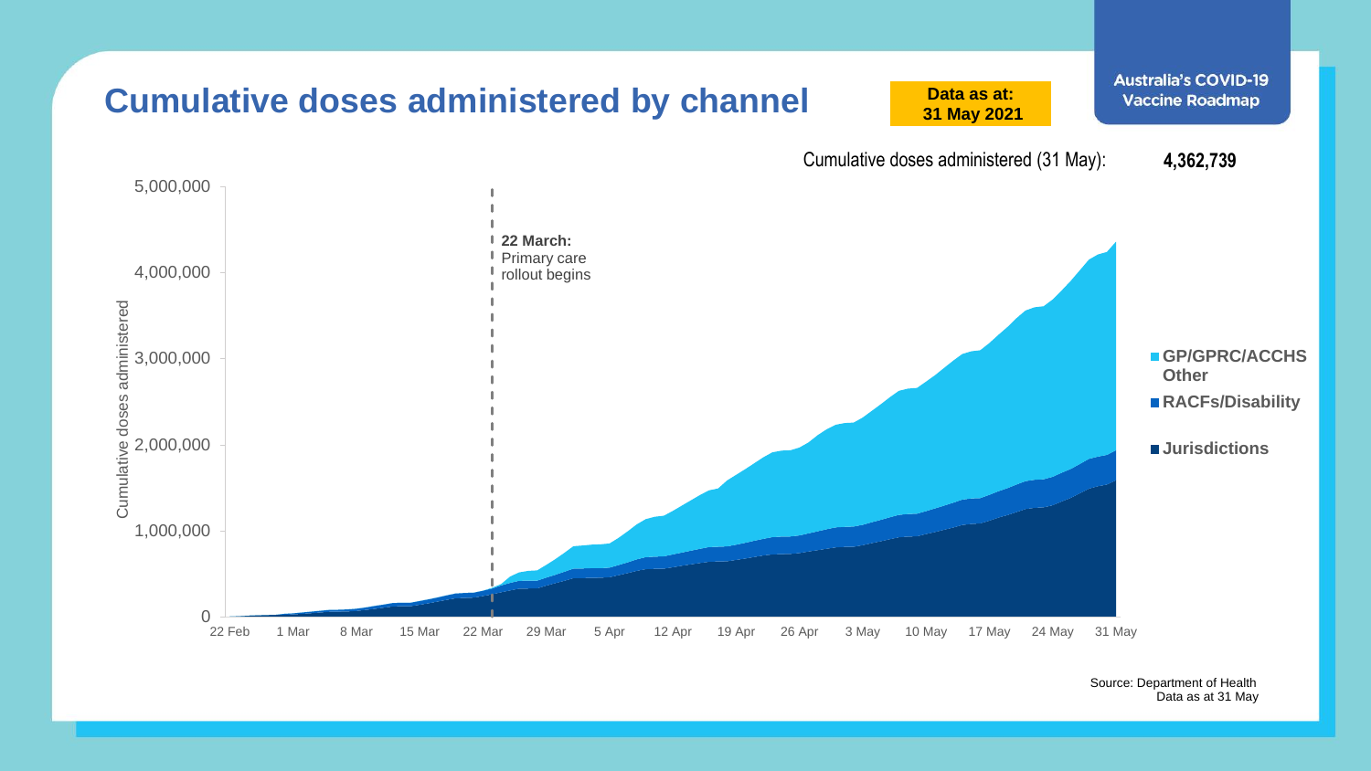# Cumulative doses administered by channel

**Data as at: 31 May 2021**

**Australia's COVID-19 Vaccine Roadmap**

Cumulative doses administered (31 May): **4,362,739**

Cumulative doses administered

5,000,000
4,000,000
3,000,000
2,000,000
1,000,000
0

22 Feb | 1 Mar | 8 Mar | 15 Mar | 22 Mar | 29 Mar | 5 Apr | 12 Apr | 19 Apr | 26 Apr | 3 May | 10 May | 17 May | 24 May | 31 May

**22 March:** Primary care rollout begins

- **GP/GPRC/ACCHS Other**
- **RACFs/Disability**
- **Jurisdictions**

Source: Department of Health
Data as at 31 May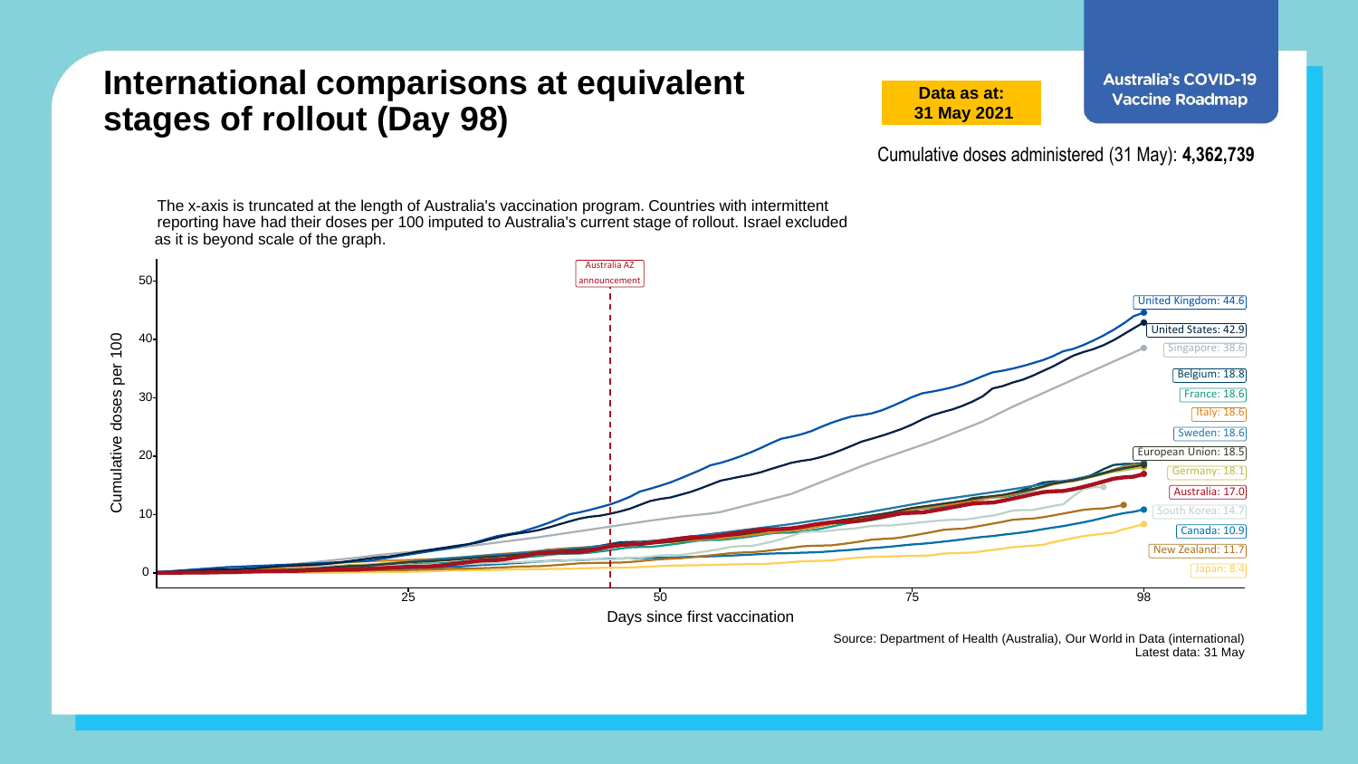# International comparisons at equivalent stages of rollout (Day 98)

**Data as at: 31 May 2021**

**Australia's COVID-19 Vaccine Roadmap**

Cumulative doses administered (31 May): **4,362,739**

The x-axis is truncated at the length of Australia's vaccination program. Countries with intermittent reporting have had their doses per 100 imputed to Australia's current stage of rollout. Israel excluded as it is beyond scale of the graph.

Australia AZ announcement

Cumulative doses per 100

Days since first vaccination

United Kingdom: 44.6
United States: 42.9
Singapore: 38.6
Belgium: 18.8
France: 18.6
Italy: 18.6
Sweden: 18.6
European Union: 18.5
Germany: 18.1
Australia: 17.0
South Korea: 14.7
Canada: 10.9
New Zealand: 11.7
Japan: 8.4

Source: Department of Health (Australia), Our World in Data (international)
Latest data: 31 May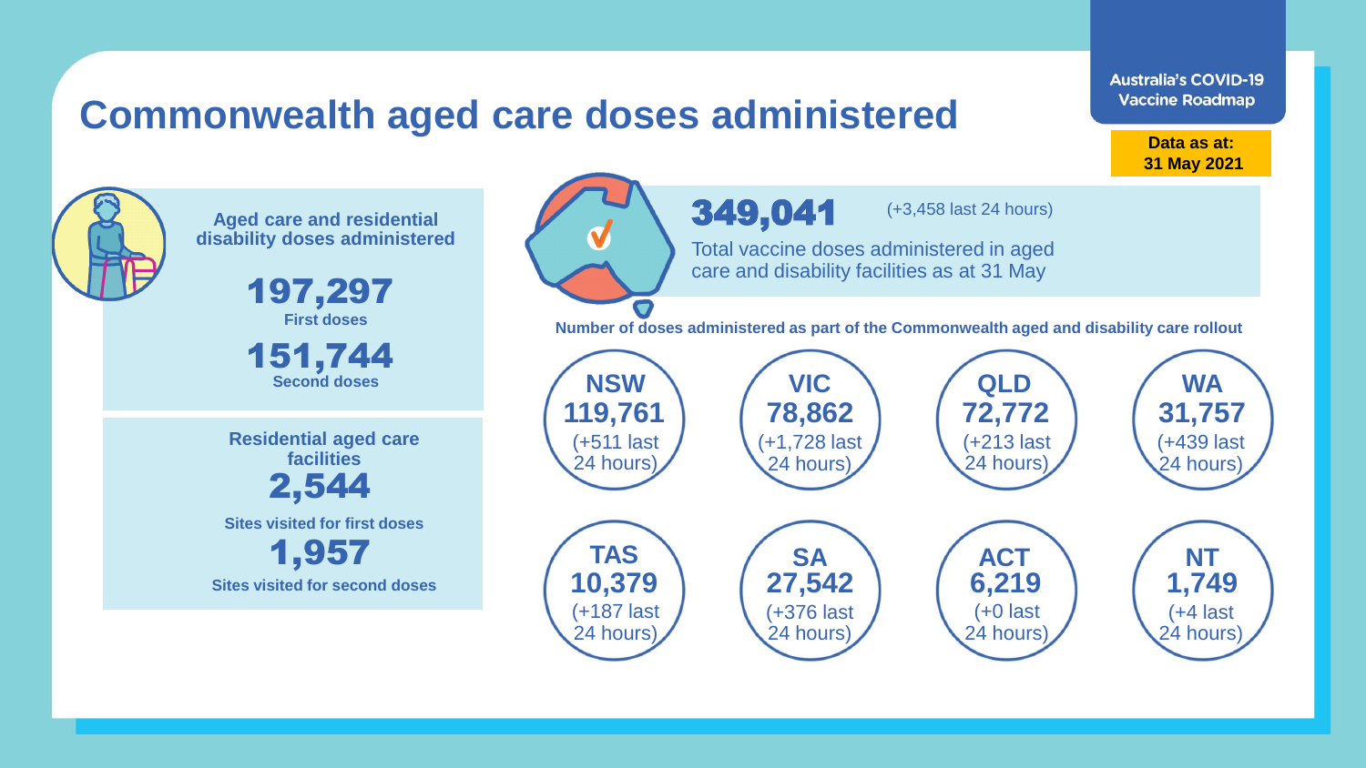# Commonwealth aged care doses administered

Australia's COVID-19 Vaccine Roadmap

**Data as at: 31 May 2021**

**Aged care and residential disability doses administered**

**197,297**
First doses

**151,744**
Second doses

**Residential aged care facilities**

**2,544**
Sites visited for first doses

**1,957**
Sites visited for second doses

**349,041** (+3,458 last 24 hours)

Total vaccine doses administered in aged care and disability facilities as at 31 May

**Number of doses administered as part of the Commonwealth aged and disability care rollout**

| State/Territory | Doses | Last 24 hours |
| --- | --- | --- |
| NSW | 119,761 | +511 |
| VIC | 78,862 | +1,728 |
| QLD | 72,772 | +213 |
| WA | 31,757 | +439 |
| TAS | 10,379 | +187 |
| SA | 27,542 | +376 |
| ACT | 6,219 | +0 |
| NT | 1,749 | +4 |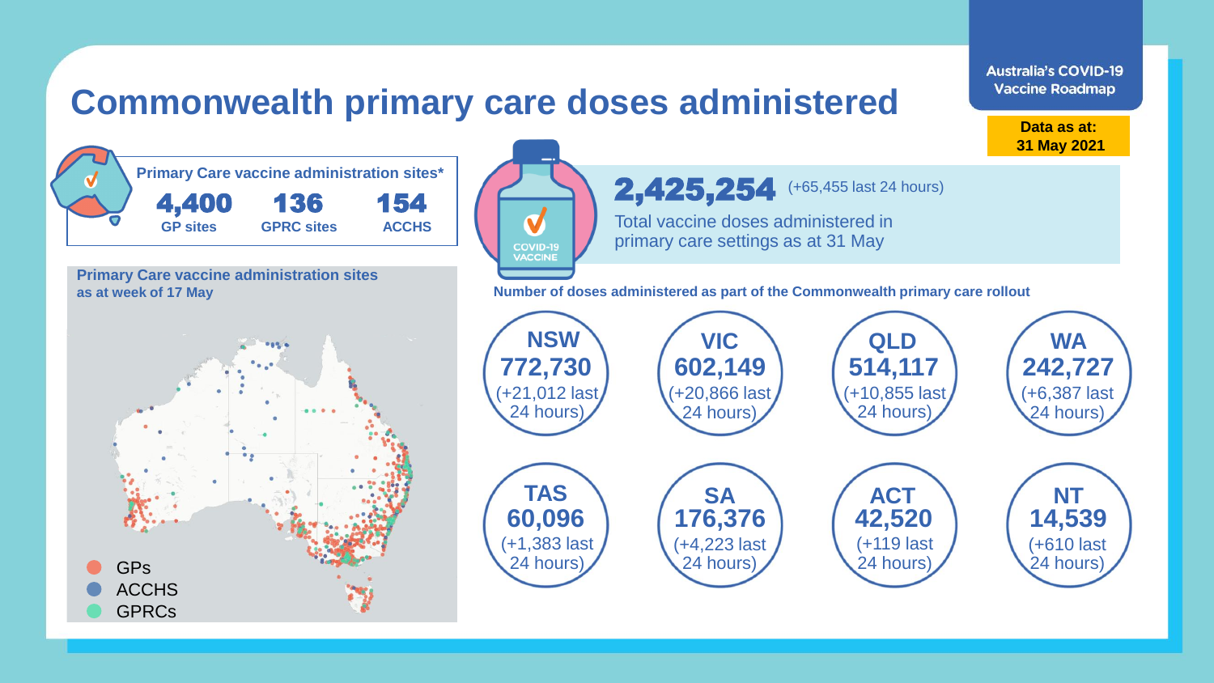# Commonwealth primary care doses administered

Australia's COVID-19 Vaccine Roadmap

**Data as at: 31 May 2021**

**Primary Care vaccine administration sites***

- **4,400** GP sites
- **136** GPRC sites
- **154** ACCHS

**2,425,254** (+65,455 last 24 hours)

Total vaccine doses administered in primary care settings as at 31 May

**Primary Care vaccine administration sites as at week of 17 May**

GPs

ACCHS

GPRCs

**Number of doses administered as part of the Commonwealth primary care rollout**

**NSW**
**772,730**
(+21,012 last 24 hours)

**VIC**
**602,149**
(+20,866 last 24 hours)

**QLD**
**514,117**
(+10,855 last 24 hours)

**WA**
**242,727**
(+6,387 last 24 hours)

**TAS**
**60,096**
(+1,383 last 24 hours)

**SA**
**176,376**
(+4,223 last 24 hours)

**ACT**
**42,520**
(+119 last 24 hours)

**NT**
**14,539**
(+610 last 24 hours)